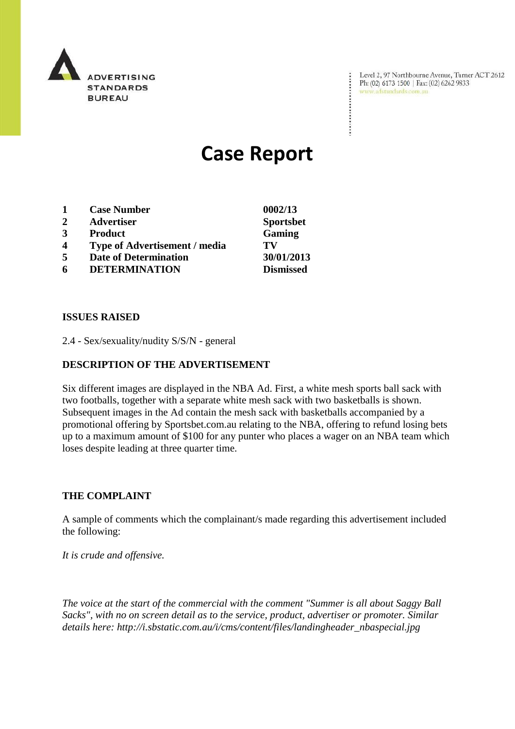ADVERTISING STANDARDS BUREAU

Level 2, 97 Northbourne Avenue, Turner ACT 2612
Ph: (02) 6173 1500 | Fax: (02) 6262 9833
www.adstandards.com.au

# Case Report

| | | |
|---|---|---|
| 1 | **Case Number** | **0002/13** |
| 2 | **Advertiser** | **Sportsbet** |
| 3 | **Product** | **Gaming** |
| 4 | **Type of Advertisement / media** | **TV** |
| 5 | **Date of Determination** | **30/01/2013** |
| 6 | **DETERMINATION** | **Dismissed** |

**ISSUES RAISED**

2.4 - Sex/sexuality/nudity S/S/N - general

**DESCRIPTION OF THE ADVERTISEMENT**

Six different images are displayed in the NBA Ad. First, a white mesh sports ball sack with two footballs, together with a separate white mesh sack with two basketballs is shown. Subsequent images in the Ad contain the mesh sack with basketballs accompanied by a promotional offering by Sportsbet.com.au relating to the NBA, offering to refund losing bets up to a maximum amount of $100 for any punter who places a wager on an NBA team which loses despite leading at three quarter time.

**THE COMPLAINT**

A sample of comments which the complainant/s made regarding this advertisement included the following:

*It is crude and offensive.*

*The voice at the start of the commercial with the comment "Summer is all about Saggy Ball Sacks", with no on screen detail as to the service, product, advertiser or promoter. Similar details here: http://i.sbstatic.com.au/i/cms/content/files/landingheader_nbaspecial.jpg*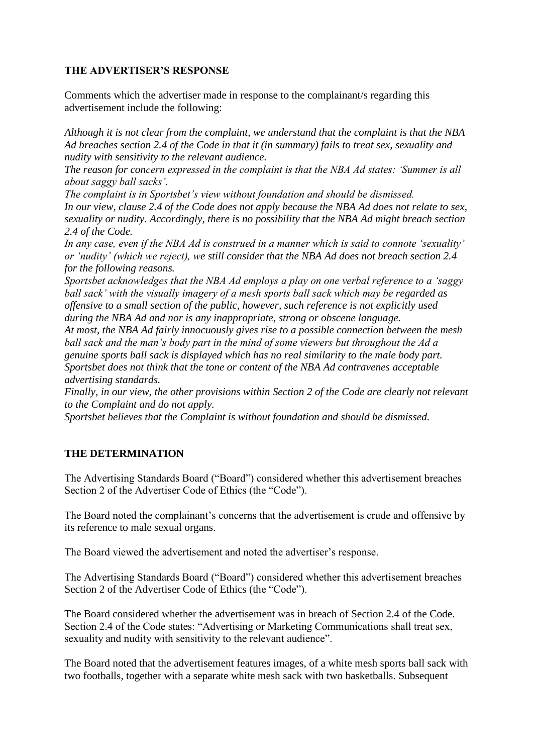**THE ADVERTISER'S RESPONSE**

Comments which the advertiser made in response to the complainant/s regarding this advertisement include the following:

*Although it is not clear from the complaint, we understand that the complaint is that the NBA Ad breaches section 2.4 of the Code in that it (in summary) fails to treat sex, sexuality and nudity with sensitivity to the relevant audience.*
*The reason for concern expressed in the complaint is that the NBA Ad states: 'Summer is all about saggy ball sacks'.*
*The complaint is in Sportsbet's view without foundation and should be dismissed.*
*In our view, clause 2.4 of the Code does not apply because the NBA Ad does not relate to sex, sexuality or nudity. Accordingly, there is no possibility that the NBA Ad might breach section 2.4 of the Code.*
*In any case, even if the NBA Ad is construed in a manner which is said to connote 'sexuality' or 'nudity' (which we reject), we still consider that the NBA Ad does not breach section 2.4 for the following reasons.*
*Sportsbet acknowledges that the NBA Ad employs a play on one verbal reference to a 'saggy ball sack' with the visually imagery of a mesh sports ball sack which may be regarded as offensive to a small section of the public, however, such reference is not explicitly used during the NBA Ad and nor is any inappropriate, strong or obscene language.*
*At most, the NBA Ad fairly innocuously gives rise to a possible connection between the mesh ball sack and the man's body part in the mind of some viewers but throughout the Ad a genuine sports ball sack is displayed which has no real similarity to the male body part.*
*Sportsbet does not think that the tone or content of the NBA Ad contravenes acceptable advertising standards.*
*Finally, in our view, the other provisions within Section 2 of the Code are clearly not relevant to the Complaint and do not apply.*
*Sportsbet believes that the Complaint is without foundation and should be dismissed.*

**THE DETERMINATION**

The Advertising Standards Board ("Board") considered whether this advertisement breaches Section 2 of the Advertiser Code of Ethics (the "Code").

The Board noted the complainant's concerns that the advertisement is crude and offensive by its reference to male sexual organs.

The Board viewed the advertisement and noted the advertiser's response.

The Advertising Standards Board ("Board") considered whether this advertisement breaches Section 2 of the Advertiser Code of Ethics (the "Code").

The Board considered whether the advertisement was in breach of Section 2.4 of the Code. Section 2.4 of the Code states: "Advertising or Marketing Communications shall treat sex, sexuality and nudity with sensitivity to the relevant audience".

The Board noted that the advertisement features images, of a white mesh sports ball sack with two footballs, together with a separate white mesh sack with two basketballs. Subsequent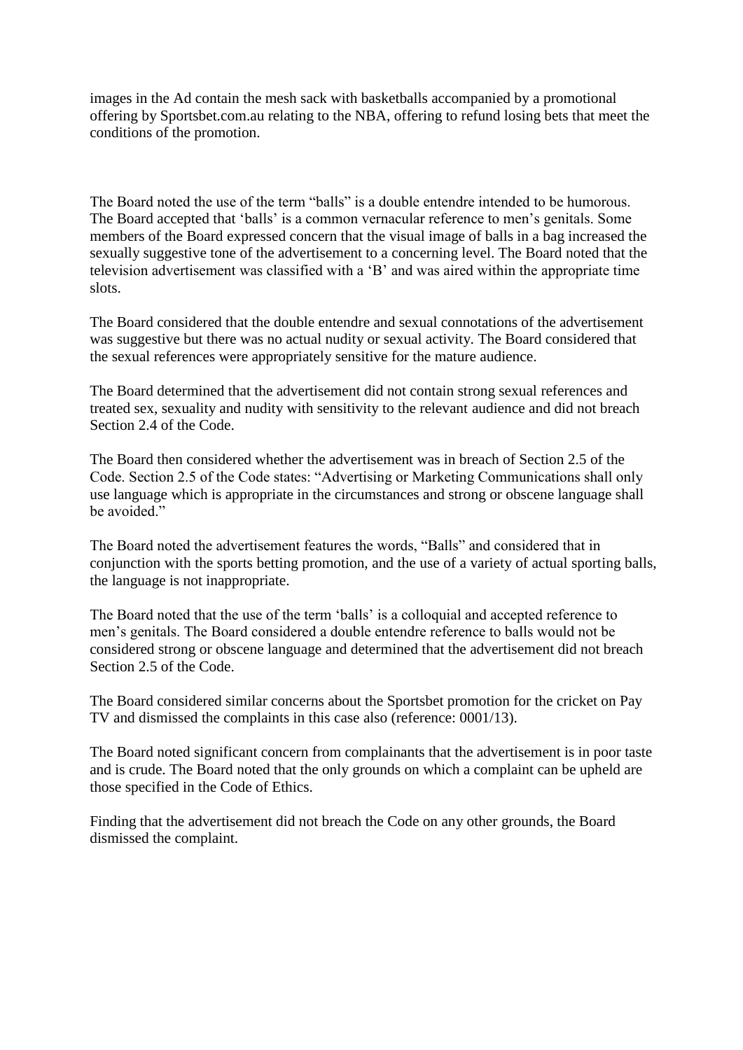images in the Ad contain the mesh sack with basketballs accompanied by a promotional offering by Sportsbet.com.au relating to the NBA, offering to refund losing bets that meet the conditions of the promotion.

The Board noted the use of the term "balls" is a double entendre intended to be humorous. The Board accepted that 'balls' is a common vernacular reference to men's genitals. Some members of the Board expressed concern that the visual image of balls in a bag increased the sexually suggestive tone of the advertisement to a concerning level. The Board noted that the television advertisement was classified with a 'B' and was aired within the appropriate time slots.

The Board considered that the double entendre and sexual connotations of the advertisement was suggestive but there was no actual nudity or sexual activity. The Board considered that the sexual references were appropriately sensitive for the mature audience.

The Board determined that the advertisement did not contain strong sexual references and treated sex, sexuality and nudity with sensitivity to the relevant audience and did not breach Section 2.4 of the Code.

The Board then considered whether the advertisement was in breach of Section 2.5 of the Code. Section 2.5 of the Code states: "Advertising or Marketing Communications shall only use language which is appropriate in the circumstances and strong or obscene language shall be avoided."

The Board noted the advertisement features the words, "Balls" and considered that in conjunction with the sports betting promotion, and the use of a variety of actual sporting balls, the language is not inappropriate.

The Board noted that the use of the term 'balls' is a colloquial and accepted reference to men's genitals. The Board considered a double entendre reference to balls would not be considered strong or obscene language and determined that the advertisement did not breach Section 2.5 of the Code.

The Board considered similar concerns about the Sportsbet promotion for the cricket on Pay TV and dismissed the complaints in this case also (reference: 0001/13).

The Board noted significant concern from complainants that the advertisement is in poor taste and is crude. The Board noted that the only grounds on which a complaint can be upheld are those specified in the Code of Ethics.

Finding that the advertisement did not breach the Code on any other grounds, the Board dismissed the complaint.